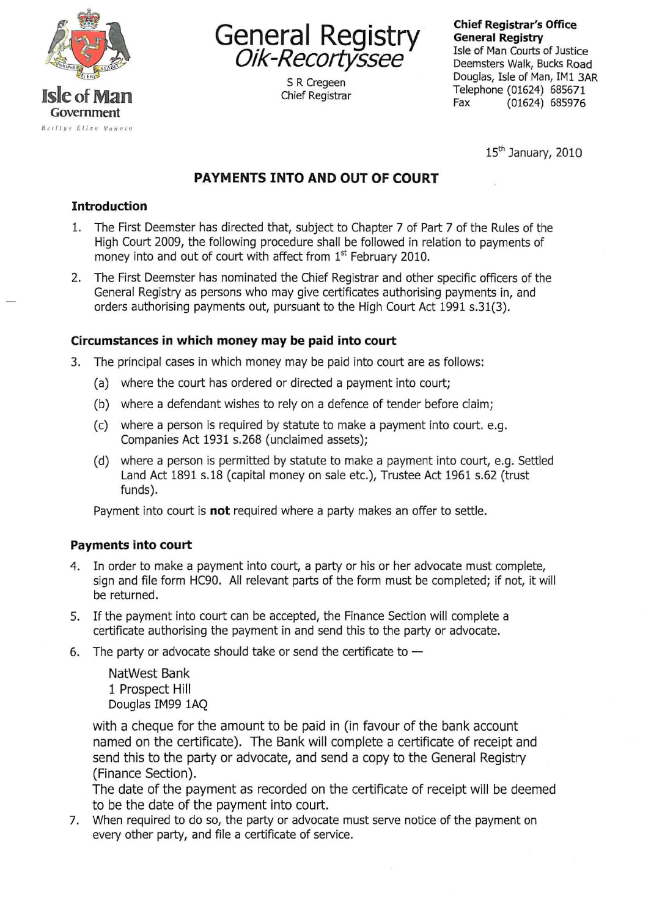Isle of Man Government

Reiltys Ellan Vannin

# General Registry
## Oik-Recortyssee

S R Cregeen
Chief Registrar

**Chief Registrar's Office**
**General Registry**
Isle of Man Courts of Justice
Deemsters Walk, Bucks Road
Douglas, Isle of Man, IM1 3AR
Telephone (01624) 685671
Fax (01624) 685976

15th January, 2010

## PAYMENTS INTO AND OUT OF COURT

### Introduction

1. The First Deemster has directed that, subject to Chapter 7 of Part 7 of the Rules of the High Court 2009, the following procedure shall be followed in relation to payments of money into and out of court with affect from 1st February 2010.

2. The First Deemster has nominated the Chief Registrar and other specific officers of the General Registry as persons who may give certificates authorising payments in, and orders authorising payments out, pursuant to the High Court Act 1991 s.31(3).

### Circumstances in which money may be paid into court

3. The principal cases in which money may be paid into court are as follows:
   (a) where the court has ordered or directed a payment into court;
   (b) where a defendant wishes to rely on a defence of tender before claim;
   (c) where a person is required by statute to make a payment into court. e.g. Companies Act 1931 s.268 (unclaimed assets);
   (d) where a person is permitted by statute to make a payment into court, e.g. Settled Land Act 1891 s.18 (capital money on sale etc.), Trustee Act 1961 s.62 (trust funds).

   Payment into court is **not** required where a party makes an offer to settle.

### Payments into court

4. In order to make a payment into court, a party or his or her advocate must complete, sign and file form HC90. All relevant parts of the form must be completed; if not, it will be returned.

5. If the payment into court can be accepted, the Finance Section will complete a certificate authorising the payment in and send this to the party or advocate.

6. The party or advocate should take or send the certificate to —

   NatWest Bank
   1 Prospect Hill
   Douglas IM99 1AQ

   with a cheque for the amount to be paid in (in favour of the bank account named on the certificate). The Bank will complete a certificate of receipt and send this to the party or advocate, and send a copy to the General Registry (Finance Section).
   The date of the payment as recorded on the certificate of receipt will be deemed to be the date of the payment into court.

7. When required to do so, the party or advocate must serve notice of the payment on every other party, and file a certificate of service.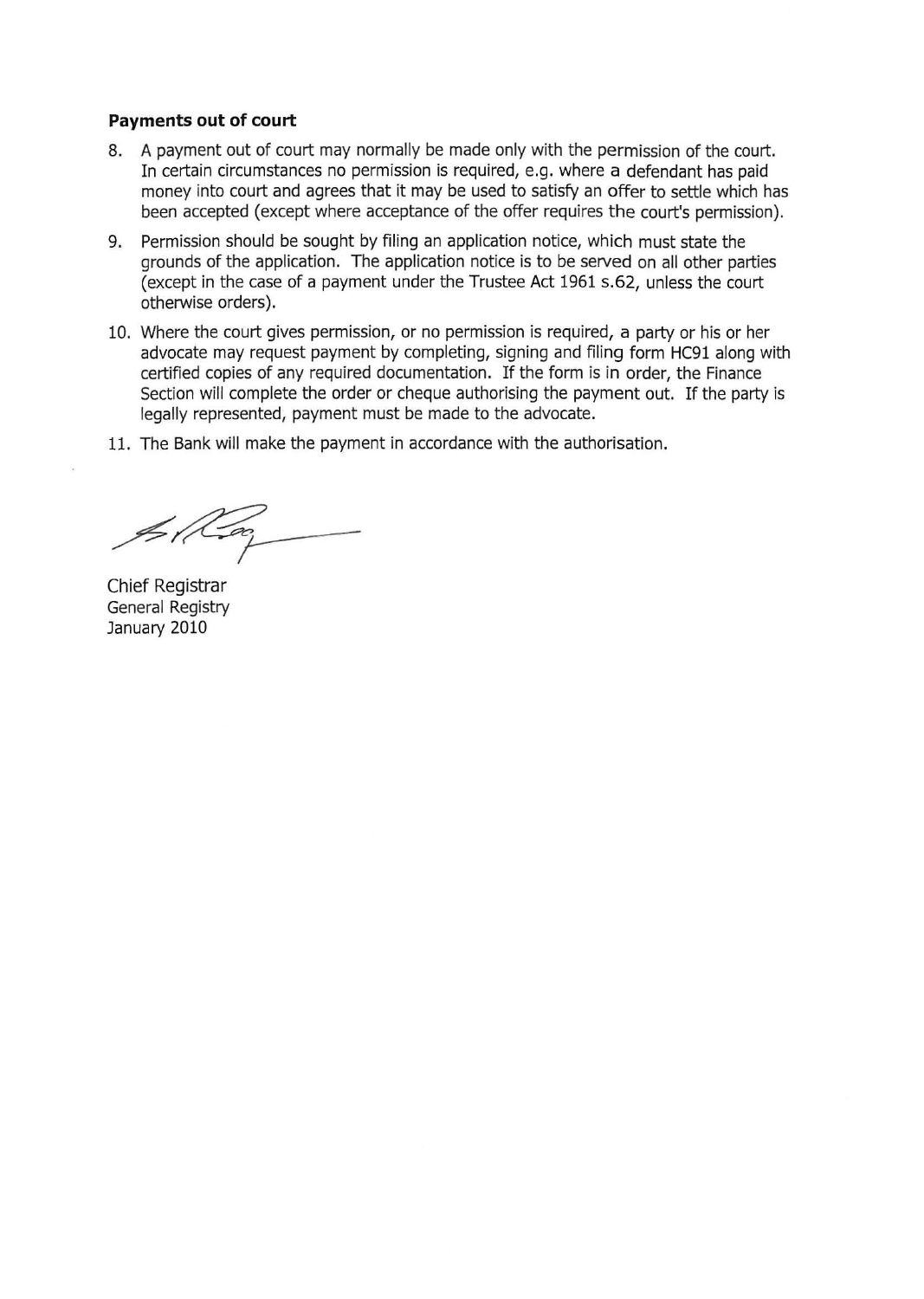**Payments out of court**

8. A payment out of court may normally be made only with the permission of the court. In certain circumstances no permission is required, e.g. where a defendant has paid money into court and agrees that it may be used to satisfy an offer to settle which has been accepted (except where acceptance of the offer requires the court's permission).

9. Permission should be sought by filing an application notice, which must state the grounds of the application. The application notice is to be served on all other parties (except in the case of a payment under the Trustee Act 1961 s.62, unless the court otherwise orders).

10. Where the court gives permission, or no permission is required, a party or his or her advocate may request payment by completing, signing and filing form HC91 along with certified copies of any required documentation. If the form is in order, the Finance Section will complete the order or cheque authorising the payment out. If the party is legally represented, payment must be made to the advocate.

11. The Bank will make the payment in accordance with the authorisation.

Chief Registrar
General Registry
January 2010